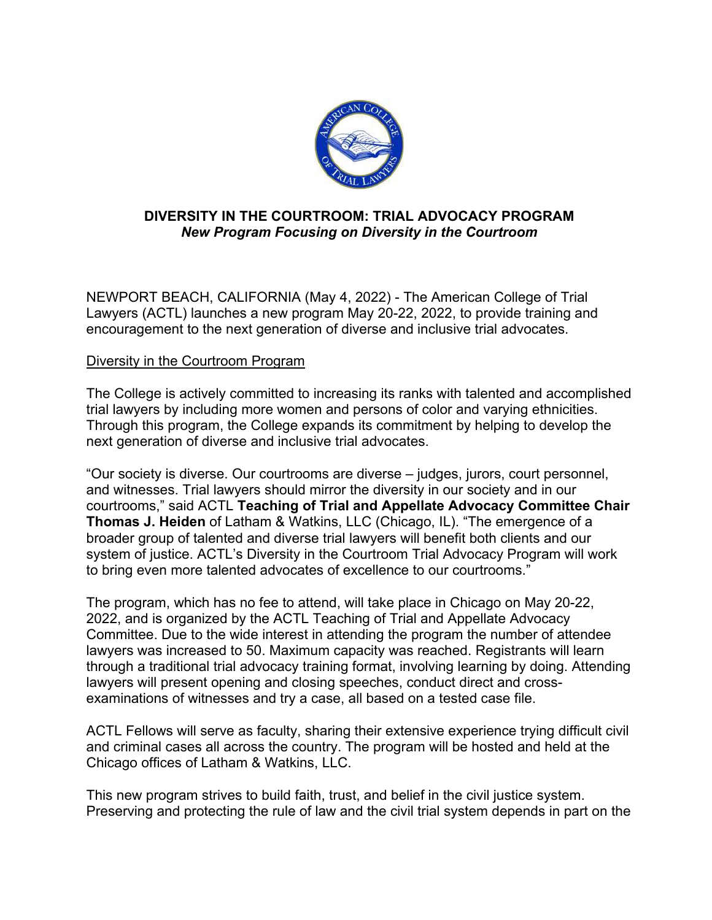## DIVERSITY IN THE COURTROOM: TRIAL ADVOCACY PROGRAM
### *New Program Focusing on Diversity in the Courtroom*

NEWPORT BEACH, CALIFORNIA (May 4, 2022) - The American College of Trial Lawyers (ACTL) launches a new program May 20-22, 2022, to provide training and encouragement to the next generation of diverse and inclusive trial advocates.

<u>Diversity in the Courtroom Program</u>

The College is actively committed to increasing its ranks with talented and accomplished trial lawyers by including more women and persons of color and varying ethnicities. Through this program, the College expands its commitment by helping to develop the next generation of diverse and inclusive trial advocates.

"Our society is diverse. Our courtrooms are diverse – judges, jurors, court personnel, and witnesses. Trial lawyers should mirror the diversity in our society and in our courtrooms," said ACTL **Teaching of Trial and Appellate Advocacy Committee Chair Thomas J. Heiden** of Latham & Watkins, LLC (Chicago, IL). "The emergence of a broader group of talented and diverse trial lawyers will benefit both clients and our system of justice. ACTL's Diversity in the Courtroom Trial Advocacy Program will work to bring even more talented advocates of excellence to our courtrooms."

The program, which has no fee to attend, will take place in Chicago on May 20-22, 2022, and is organized by the ACTL Teaching of Trial and Appellate Advocacy Committee. Due to the wide interest in attending the program the number of attendee lawyers was increased to 50. Maximum capacity was reached. Registrants will learn through a traditional trial advocacy training format, involving learning by doing. Attending lawyers will present opening and closing speeches, conduct direct and cross-examinations of witnesses and try a case, all based on a tested case file.

ACTL Fellows will serve as faculty, sharing their extensive experience trying difficult civil and criminal cases all across the country. The program will be hosted and held at the Chicago offices of Latham & Watkins, LLC.

This new program strives to build faith, trust, and belief in the civil justice system. Preserving and protecting the rule of law and the civil trial system depends in part on the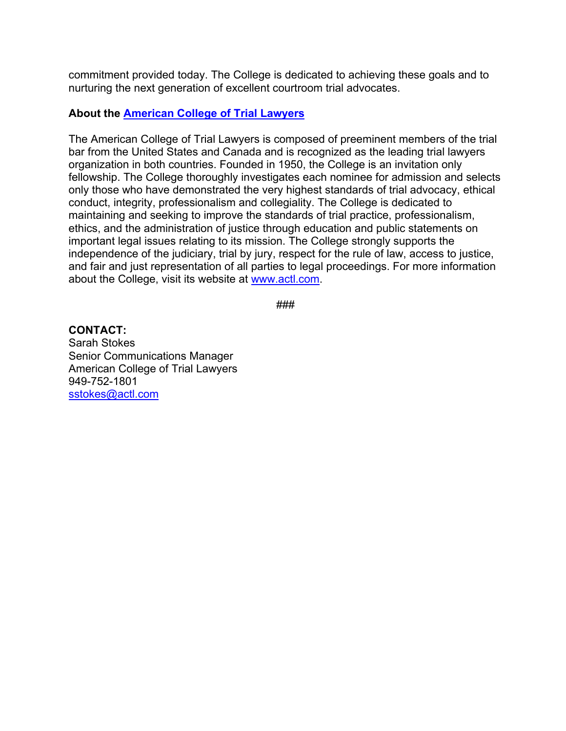commitment provided today. The College is dedicated to achieving these goals and to nurturing the next generation of excellent courtroom trial advocates.

**About the American College of Trial Lawyers**

The American College of Trial Lawyers is composed of preeminent members of the trial bar from the United States and Canada and is recognized as the leading trial lawyers organization in both countries. Founded in 1950, the College is an invitation only fellowship. The College thoroughly investigates each nominee for admission and selects only those who have demonstrated the very highest standards of trial advocacy, ethical conduct, integrity, professionalism and collegiality. The College is dedicated to maintaining and seeking to improve the standards of trial practice, professionalism, ethics, and the administration of justice through education and public statements on important legal issues relating to its mission. The College strongly supports the independence of the judiciary, trial by jury, respect for the rule of law, access to justice, and fair and just representation of all parties to legal proceedings. For more information about the College, visit its website at www.actl.com.

###

**CONTACT:**
Sarah Stokes
Senior Communications Manager
American College of Trial Lawyers
949-752-1801
sstokes@actl.com